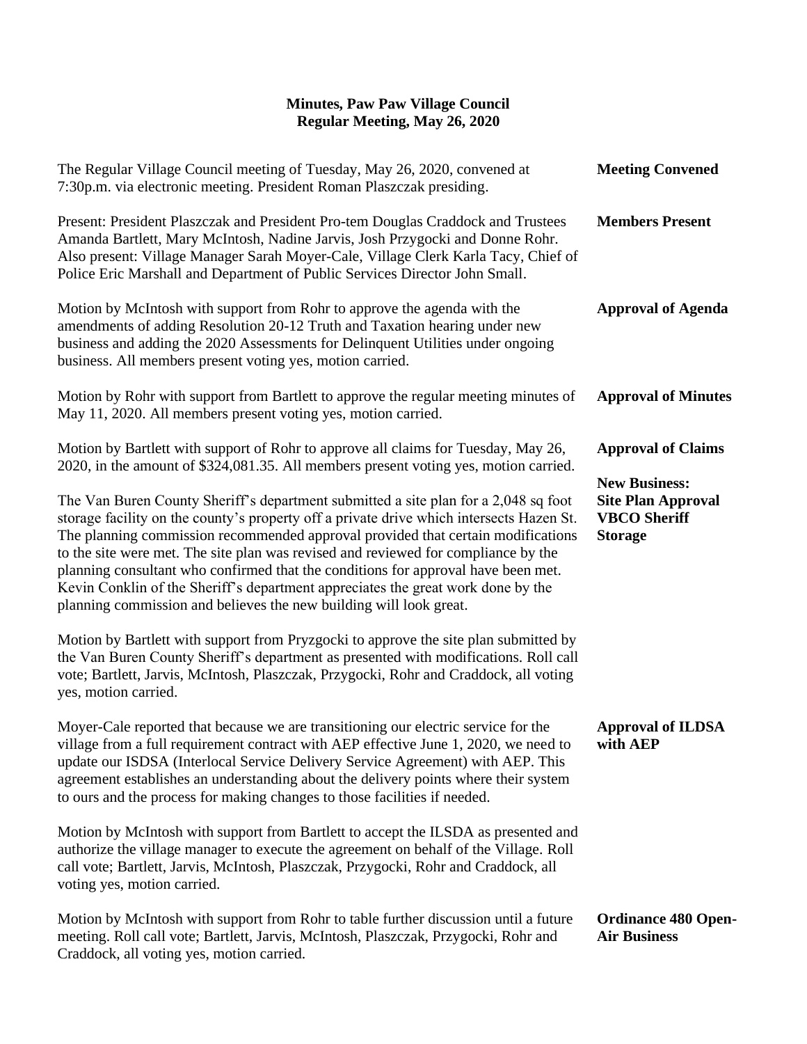# Minutes, Paw Paw Village Council
## Regular Meeting, May 26, 2020

**Meeting Convened**

The Regular Village Council meeting of Tuesday, May 26, 2020, convened at 7:30p.m. via electronic meeting. President Roman Plaszczak presiding.

**Members Present**

Present: President Plaszczak and President Pro-tem Douglas Craddock and Trustees Amanda Bartlett, Mary McIntosh, Nadine Jarvis, Josh Przygocki and Donne Rohr. Also present: Village Manager Sarah Moyer-Cale, Village Clerk Karla Tacy, Chief of Police Eric Marshall and Department of Public Services Director John Small.

**Approval of Agenda**

Motion by McIntosh with support from Rohr to approve the agenda with the amendments of adding Resolution 20-12 Truth and Taxation hearing under new business and adding the 2020 Assessments for Delinquent Utilities under ongoing business. All members present voting yes, motion carried.

**Approval of Minutes**

Motion by Rohr with support from Bartlett to approve the regular meeting minutes of May 11, 2020. All members present voting yes, motion carried.

**Approval of Claims**

Motion by Bartlett with support of Rohr to approve all claims for Tuesday, May 26, 2020, in the amount of $324,081.35. All members present voting yes, motion carried.

**New Business: Site Plan Approval VBCO Sheriff Storage**

The Van Buren County Sheriff's department submitted a site plan for a 2,048 sq foot storage facility on the county's property off a private drive which intersects Hazen St. The planning commission recommended approval provided that certain modifications to the site were met. The site plan was revised and reviewed for compliance by the planning consultant who confirmed that the conditions for approval have been met. Kevin Conklin of the Sheriff's department appreciates the great work done by the planning commission and believes the new building will look great.

Motion by Bartlett with support from Pryzgocki to approve the site plan submitted by the Van Buren County Sheriff's department as presented with modifications. Roll call vote; Bartlett, Jarvis, McIntosh, Plaszczak, Przygocki, Rohr and Craddock, all voting yes, motion carried.

**Approval of ILDSA with AEP**

Moyer-Cale reported that because we are transitioning our electric service for the village from a full requirement contract with AEP effective June 1, 2020, we need to update our ISDSA (Interlocal Service Delivery Service Agreement) with AEP. This agreement establishes an understanding about the delivery points where their system to ours and the process for making changes to those facilities if needed.

Motion by McIntosh with support from Bartlett to accept the ILSDA as presented and authorize the village manager to execute the agreement on behalf of the Village. Roll call vote; Bartlett, Jarvis, McIntosh, Plaszczak, Przygocki, Rohr and Craddock, all voting yes, motion carried.

**Ordinance 480 Open-Air Business**

Motion by McIntosh with support from Rohr to table further discussion until a future meeting. Roll call vote; Bartlett, Jarvis, McIntosh, Plaszczak, Przygocki, Rohr and Craddock, all voting yes, motion carried.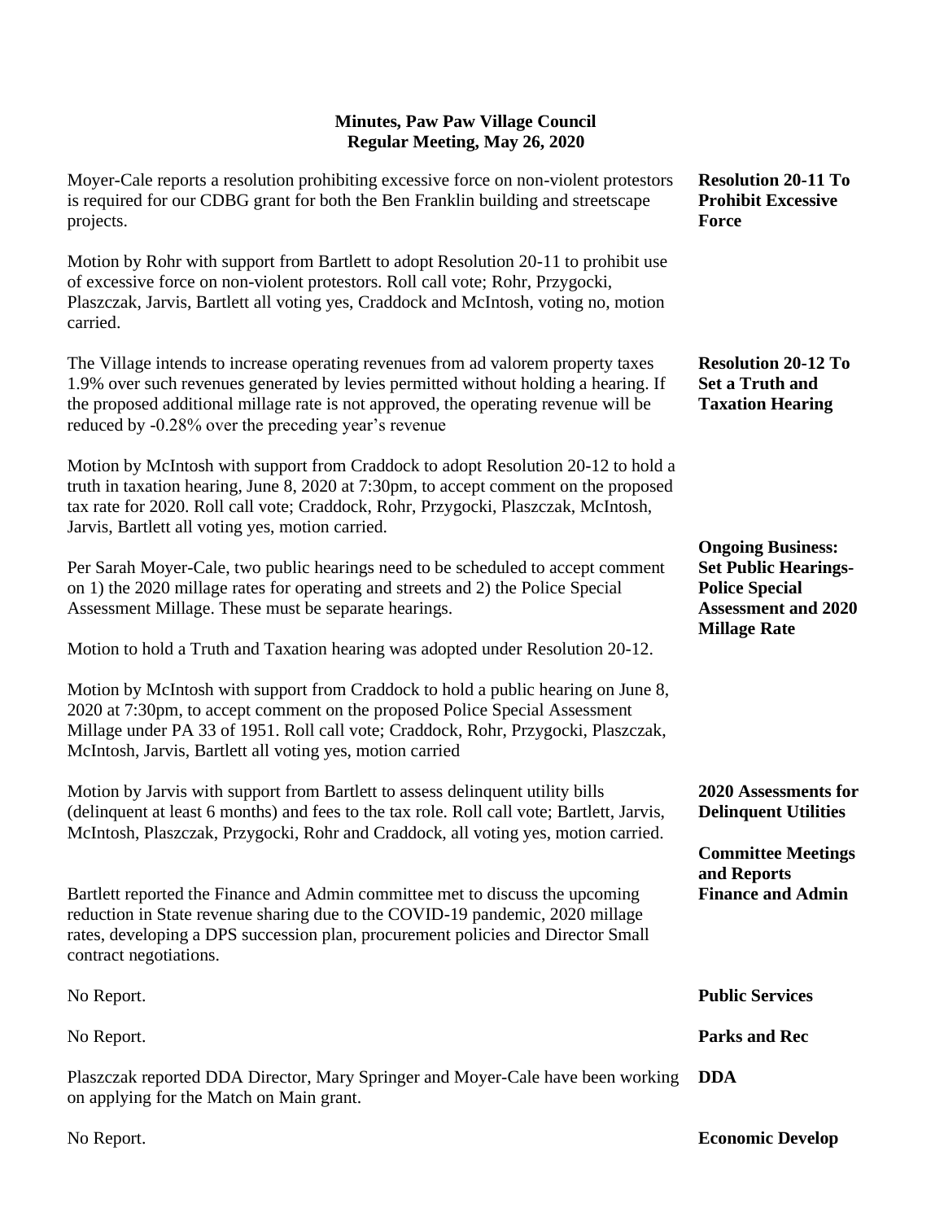**Minutes, Paw Paw Village Council**
**Regular Meeting, May 26, 2020**

**Resolution 20-11 To Prohibit Excessive Force**

Moyer-Cale reports a resolution prohibiting excessive force on non-violent protestors is required for our CDBG grant for both the Ben Franklin building and streetscape projects.

Motion by Rohr with support from Bartlett to adopt Resolution 20-11 to prohibit use of excessive force on non-violent protestors. Roll call vote; Rohr, Przygocki, Plaszczak, Jarvis, Bartlett all voting yes, Craddock and McIntosh, voting no, motion carried.

**Resolution 20-12 To Set a Truth and Taxation Hearing**

The Village intends to increase operating revenues from ad valorem property taxes 1.9% over such revenues generated by levies permitted without holding a hearing. If the proposed additional millage rate is not approved, the operating revenue will be reduced by -0.28% over the preceding year's revenue

Motion by McIntosh with support from Craddock to adopt Resolution 20-12 to hold a truth in taxation hearing, June 8, 2020 at 7:30pm, to accept comment on the proposed tax rate for 2020. Roll call vote; Craddock, Rohr, Przygocki, Plaszczak, McIntosh, Jarvis, Bartlett all voting yes, motion carried.

**Ongoing Business: Set Public Hearings-Police Special Assessment and 2020 Millage Rate**

Per Sarah Moyer-Cale, two public hearings need to be scheduled to accept comment on 1) the 2020 millage rates for operating and streets and 2) the Police Special Assessment Millage. These must be separate hearings.

Motion to hold a Truth and Taxation hearing was adopted under Resolution 20-12.

Motion by McIntosh with support from Craddock to hold a public hearing on June 8, 2020 at 7:30pm, to accept comment on the proposed Police Special Assessment Millage under PA 33 of 1951. Roll call vote; Craddock, Rohr, Przygocki, Plaszczak, McIntosh, Jarvis, Bartlett all voting yes, motion carried

**2020 Assessments for Delinquent Utilities**

Motion by Jarvis with support from Bartlett to assess delinquent utility bills (delinquent at least 6 months) and fees to the tax role. Roll call vote; Bartlett, Jarvis, McIntosh, Plaszczak, Przygocki, Rohr and Craddock, all voting yes, motion carried.

**Committee Meetings and Reports**

**Finance and Admin**

Bartlett reported the Finance and Admin committee met to discuss the upcoming reduction in State revenue sharing due to the COVID-19 pandemic, 2020 millage rates, developing a DPS succession plan, procurement policies and Director Small contract negotiations.

**Public Services**

No Report.

**Parks and Rec**

No Report.

**DDA**

Plaszczak reported DDA Director, Mary Springer and Moyer-Cale have been working on applying for the Match on Main grant.

**Economic Develop**

No Report.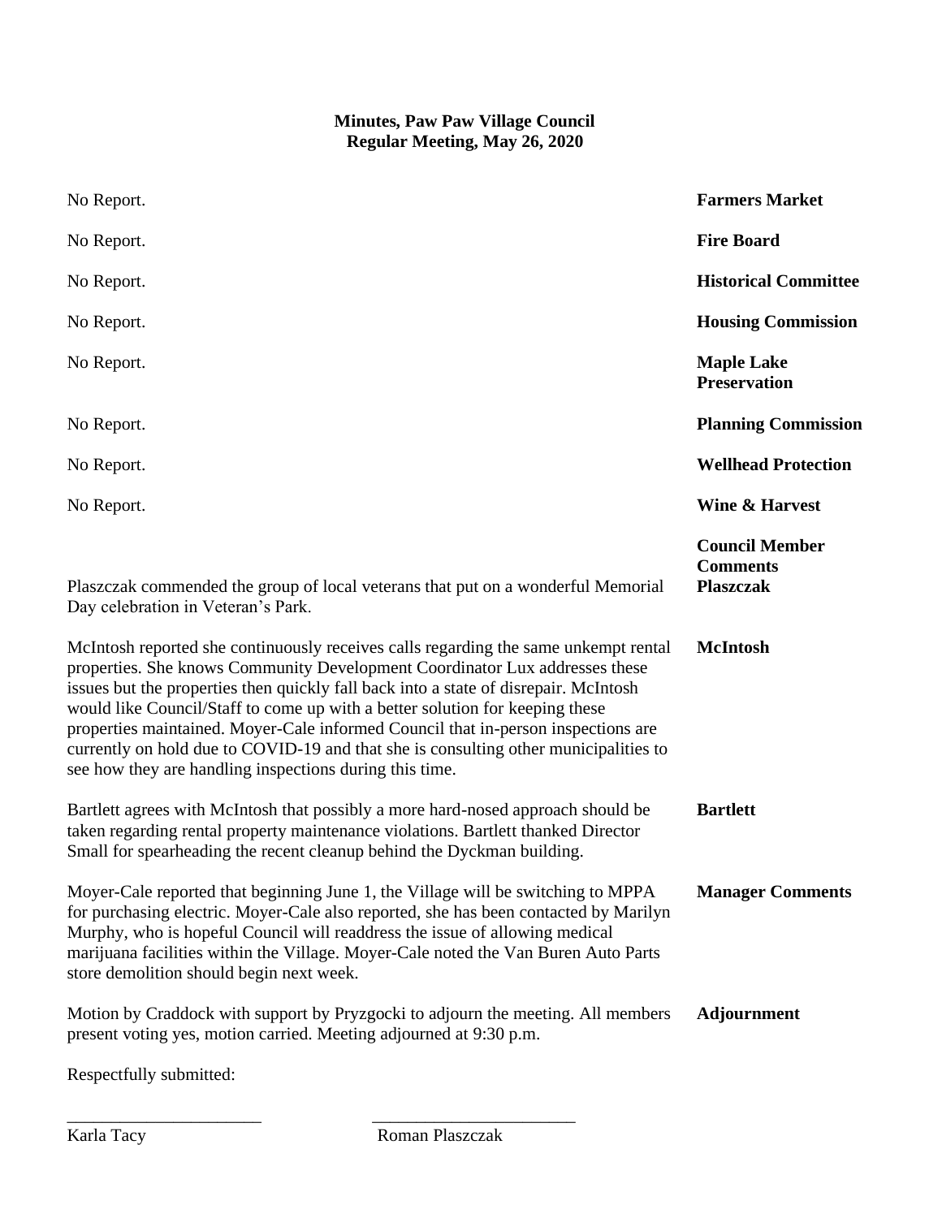**Minutes, Paw Paw Village Council**
**Regular Meeting, May 26, 2020**

| | |
|---|---|
| No Report. | **Farmers Market** |
| No Report. | **Fire Board** |
| No Report. | **Historical Committee** |
| No Report. | **Housing Commission** |
| No Report. | **Maple Lake Preservation** |
| No Report. | **Planning Commission** |
| No Report. | **Wellhead Protection** |
| No Report. | **Wine & Harvest** |
| | **Council Member Comments** |
| Plaszczak commended the group of local veterans that put on a wonderful Memorial Day celebration in Veteran's Park. | **Plaszczak** |
| McIntosh reported she continuously receives calls regarding the same unkempt rental properties. She knows Community Development Coordinator Lux addresses these issues but the properties then quickly fall back into a state of disrepair. McIntosh would like Council/Staff to come up with a better solution for keeping these properties maintained. Moyer-Cale informed Council that in-person inspections are currently on hold due to COVID-19 and that she is consulting other municipalities to see how they are handling inspections during this time. | **McIntosh** |
| Bartlett agrees with McIntosh that possibly a more hard-nosed approach should be taken regarding rental property maintenance violations. Bartlett thanked Director Small for spearheading the recent cleanup behind the Dyckman building. | **Bartlett** |
| Moyer-Cale reported that beginning June 1, the Village will be switching to MPPA for purchasing electric. Moyer-Cale also reported, she has been contacted by Marilyn Murphy, who is hopeful Council will readdress the issue of allowing medical marijuana facilities within the Village. Moyer-Cale noted the Van Buren Auto Parts store demolition should begin next week. | **Manager Comments** |
| Motion by Craddock with support by Pryzgocki to adjourn the meeting. All members present voting yes, motion carried. Meeting adjourned at 9:30 p.m. | **Adjournment** |

Respectfully submitted:

\_\_\_\_\_\_\_\_\_\_\_\_\_\_\_\_\_\_\_\_\_\_ \_\_\_\_\_\_\_\_\_\_\_\_\_\_\_\_\_\_\_\_\_\_\_

Karla Tacy Roman Plaszczak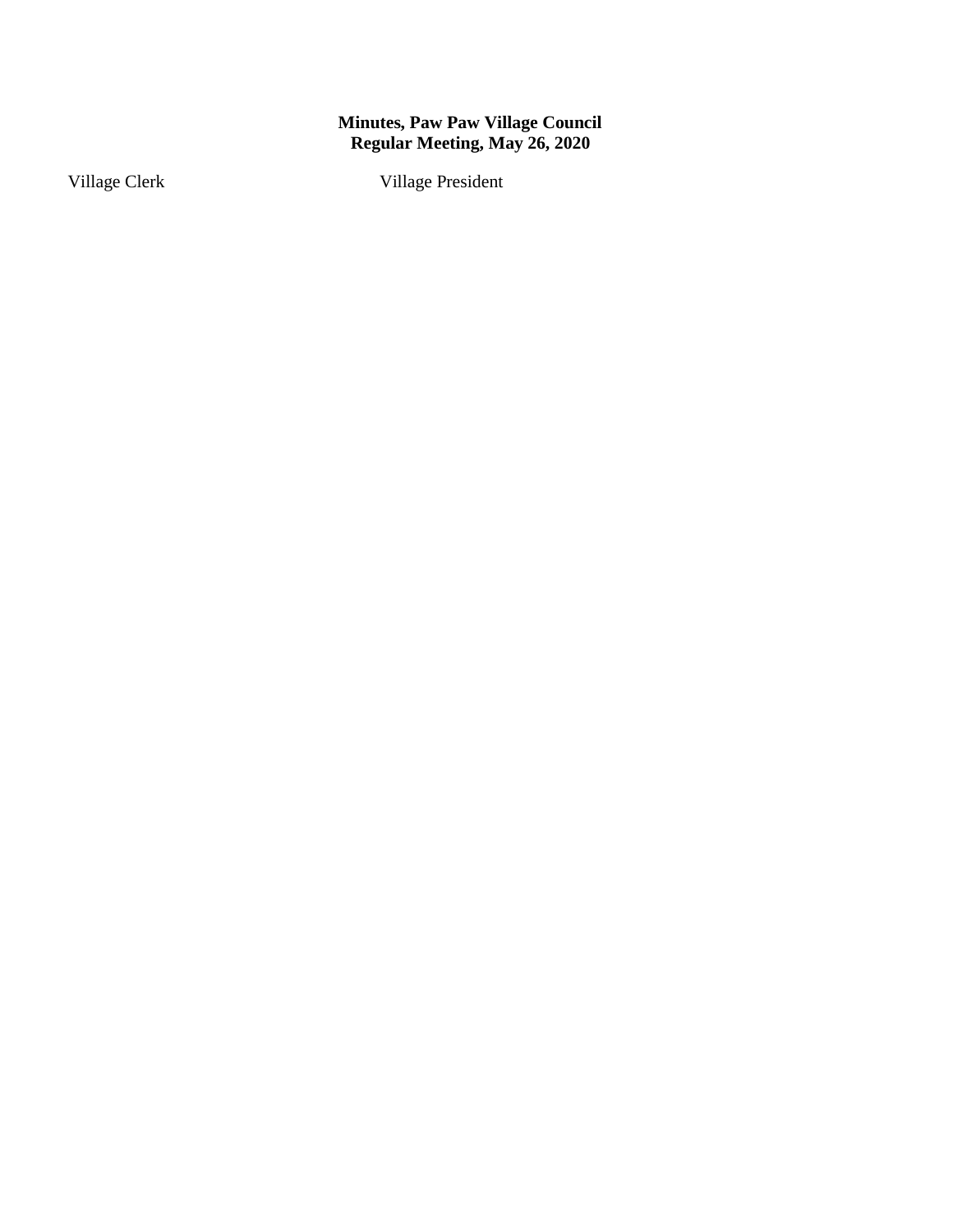Village Clerk Village President